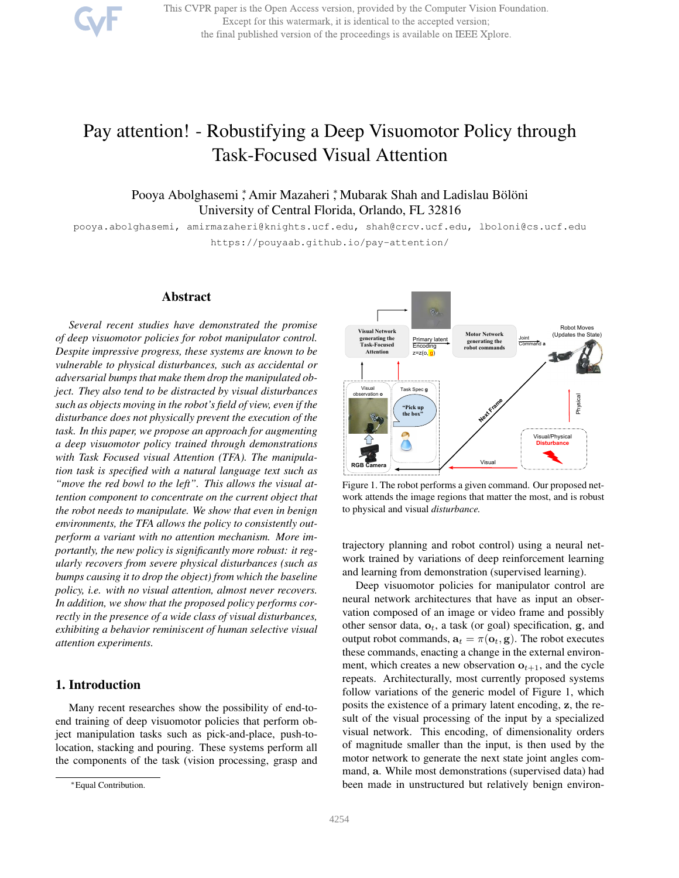# Pay attention! - Robustifying a Deep Visuomotor Policy through Task-Focused Visual Attention

Pooya Abolghasemi*, Amir Mazaheri*, Mubarak Shah and Ladislau Bölöni
University of Central Florida, Orlando, FL 32816

pooya.abolghasemi, amirmazaheri@knights.ucf.edu, shah@crcv.ucf.edu, lboloni@cs.ucf.edu

https://pouyaab.github.io/pay-attention/

## Abstract

*Several recent studies have demonstrated the promise of deep visuomotor policies for robot manipulator control. Despite impressive progress, these systems are known to be vulnerable to physical disturbances, such as accidental or adversarial bumps that make them drop the manipulated object. They also tend to be distracted by visual disturbances such as objects moving in the robot's field of view, even if the disturbance does not physically prevent the execution of the task. In this paper, we propose an approach for augmenting a deep visuomotor policy trained through demonstrations with Task Focused visual Attention (TFA). The manipulation task is specified with a natural language text such as "move the red bowl to the left". This allows the visual attention component to concentrate on the current object that the robot needs to manipulate. We show that even in benign environments, the TFA allows the policy to consistently outperform a variant with no attention mechanism. More importantly, the new policy is significantly more robust: it regularly recovers from severe physical disturbances (such as bumps causing it to drop the object) from which the baseline policy, i.e. with no visual attention, almost never recovers. In addition, we show that the proposed policy performs correctly in the presence of a wide class of visual disturbances, exhibiting a behavior reminiscent of human selective visual attention experiments.*

## 1. Introduction

Many recent researches show the possibility of end-to-end training of deep visuomotor policies that perform object manipulation tasks such as pick-and-place, push-to-location, stacking and pouring. These systems perform all the components of the task (vision processing, grasp and trajectory planning and robot control) using a neural network trained by variations of deep reinforcement learning and learning from demonstration (supervised learning).

Figure 1. The robot performs a given command. Our proposed network attends the image regions that matter the most, and is robust to physical and visual *disturbance.*

Deep visuomotor policies for manipulator control are neural network architectures that have as input an observation composed of an image or video frame and possibly other sensor data, $\mathbf{o}_t$, a task (or goal) specification, $\mathbf{g}$, and output robot commands, $\mathbf{a}_t = \pi(\mathbf{o}_t, \mathbf{g})$. The robot executes these commands, enacting a change in the external environment, which creates a new observation $\mathbf{o}_{t+1}$, and the cycle repeats. Architecturally, most currently proposed systems follow variations of the generic model of Figure 1, which posits the existence of a primary latent encoding, $\mathbf{z}$, the result of the visual processing of the input by a specialized visual network. This encoding, of dimensionality orders of magnitude smaller than the input, is then used by the motor network to generate the next state joint angles command, $\mathbf{a}$. While most demonstrations (supervised data) had been made in unstructured but relatively benign environ-

*Equal Contribution.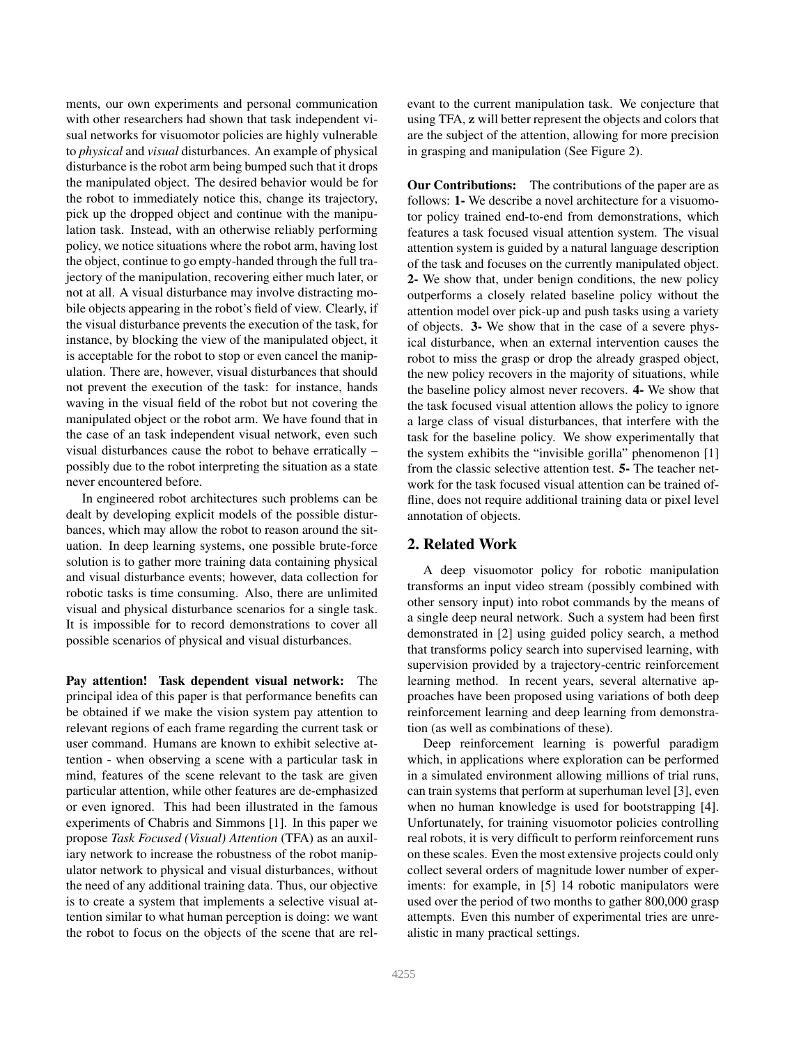ments, our own experiments and personal communication with other researchers had shown that task independent visual networks for visuomotor policies are highly vulnerable to *physical* and *visual* disturbances. An example of physical disturbance is the robot arm being bumped such that it drops the manipulated object. The desired behavior would be for the robot to immediately notice this, change its trajectory, pick up the dropped object and continue with the manipulation task. Instead, with an otherwise reliably performing policy, we notice situations where the robot arm, having lost the object, continue to go empty-handed through the full trajectory of the manipulation, recovering either much later, or not at all. A visual disturbance may involve distracting mobile objects appearing in the robot's field of view. Clearly, if the visual disturbance prevents the execution of the task, for instance, by blocking the view of the manipulated object, it is acceptable for the robot to stop or even cancel the manipulation. There are, however, visual disturbances that should not prevent the execution of the task: for instance, hands waving in the visual field of the robot but not covering the manipulated object or the robot arm. We have found that in the case of an task independent visual network, even such visual disturbances cause the robot to behave erratically – possibly due to the robot interpreting the situation as a state never encountered before.

In engineered robot architectures such problems can be dealt by developing explicit models of the possible disturbances, which may allow the robot to reason around the situation. In deep learning systems, one possible brute-force solution is to gather more training data containing physical and visual disturbance events; however, data collection for robotic tasks is time consuming. Also, there are unlimited visual and physical disturbance scenarios for a single task. It is impossible for to record demonstrations to cover all possible scenarios of physical and visual disturbances.

**Pay attention! Task dependent visual network:** The principal idea of this paper is that performance benefits can be obtained if we make the vision system pay attention to relevant regions of each frame regarding the current task or user command. Humans are known to exhibit selective attention - when observing a scene with a particular task in mind, features of the scene relevant to the task are given particular attention, while other features are de-emphasized or even ignored. This had been illustrated in the famous experiments of Chabris and Simmons [1]. In this paper we propose *Task Focused (Visual) Attention* (TFA) as an auxiliary network to increase the robustness of the robot manipulator network to physical and visual disturbances, without the need of any additional training data. Thus, our objective is to create a system that implements a selective visual attention similar to what human perception is doing: we want the robot to focus on the objects of the scene that are relevant to the current manipulation task. We conjecture that using TFA, $\mathbf{z}$ will better represent the objects and colors that are the subject of the attention, allowing for more precision in grasping and manipulation (See Figure 2).

**Our Contributions:** The contributions of the paper are as follows: **1-** We describe a novel architecture for a visuomotor policy trained end-to-end from demonstrations, which features a task focused visual attention system. The visual attention system is guided by a natural language description of the task and focuses on the currently manipulated object. **2-** We show that, under benign conditions, the new policy outperforms a closely related baseline policy without the attention model over pick-up and push tasks using a variety of objects. **3-** We show that in the case of a severe physical disturbance, when an external intervention causes the robot to miss the grasp or drop the already grasped object, the new policy recovers in the majority of situations, while the baseline policy almost never recovers. **4-** We show that the task focused visual attention allows the policy to ignore a large class of visual disturbances, that interfere with the task for the baseline policy. We show experimentally that the system exhibits the "invisible gorilla" phenomenon [1] from the classic selective attention test. **5-** The teacher network for the task focused visual attention can be trained offline, does not require additional training data or pixel level annotation of objects.

## 2. Related Work

A deep visuomotor policy for robotic manipulation transforms an input video stream (possibly combined with other sensory input) into robot commands by the means of a single deep neural network. Such a system had been first demonstrated in [2] using guided policy search, a method that transforms policy search into supervised learning, with supervision provided by a trajectory-centric reinforcement learning method. In recent years, several alternative approaches have been proposed using variations of both deep reinforcement learning and deep learning from demonstration (as well as combinations of these).

Deep reinforcement learning is powerful paradigm which, in applications where exploration can be performed in a simulated environment allowing millions of trial runs, can train systems that perform at superhuman level [3], even when no human knowledge is used for bootstrapping [4]. Unfortunately, for training visuomotor policies controlling real robots, it is very difficult to perform reinforcement runs on these scales. Even the most extensive projects could only collect several orders of magnitude lower number of experiments: for example, in [5] 14 robotic manipulators were used over the period of two months to gather 800,000 grasp attempts. Even this number of experimental tries are unrealistic in many practical settings.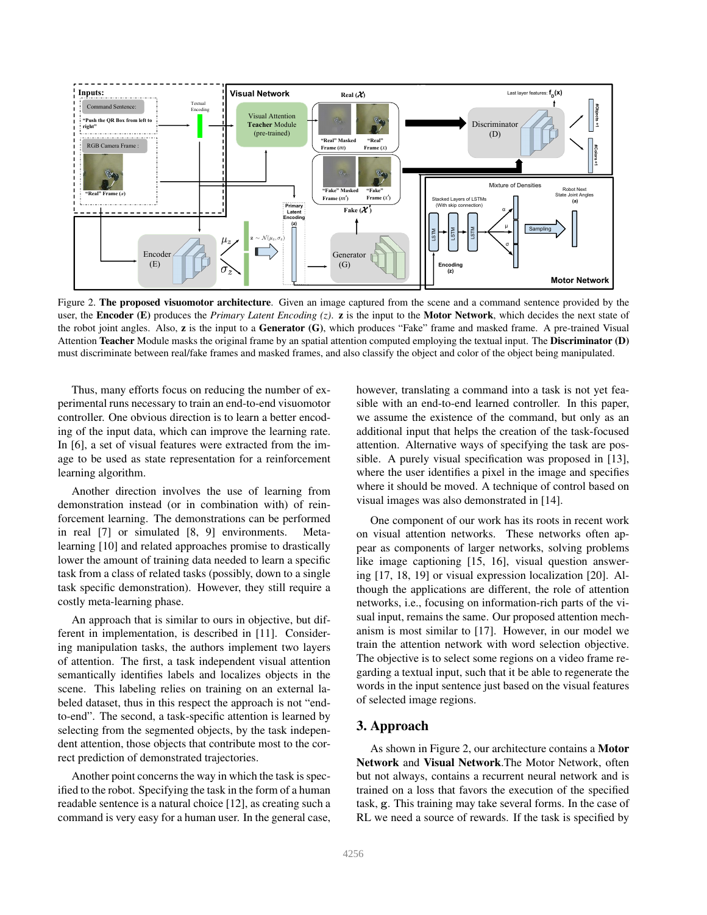Figure 2. **The proposed visuomotor architecture**. Given an image captured from the scene and a command sentence provided by the user, the **Encoder (E)** produces the *Primary Latent Encoding (z)*. **z** is the input to the **Motor Network**, which decides the next state of the robot joint angles. Also, **z** is the input to a **Generator (G)**, which produces "Fake" frame and masked frame. A pre-trained Visual Attention **Teacher** Module masks the original frame by an spatial attention computed employing the textual input. The **Discriminator (D)** must discriminate between real/fake frames and masked frames, and also classify the object and color of the object being manipulated.

Thus, many efforts focus on reducing the number of experimental runs necessary to train an end-to-end visuomotor controller. One obvious direction is to learn a better encoding of the input data, which can improve the learning rate. In [6], a set of visual features were extracted from the image to be used as state representation for a reinforcement learning algorithm.

Another direction involves the use of learning from demonstration instead (or in combination with) of reinforcement learning. The demonstrations can be performed in real [7] or simulated [8, 9] environments. Meta-learning [10] and related approaches promise to drastically lower the amount of training data needed to learn a specific task from a class of related tasks (possibly, down to a single task specific demonstration). However, they still require a costly meta-learning phase.

An approach that is similar to ours in objective, but different in implementation, is described in [11]. Considering manipulation tasks, the authors implement two layers of attention. The first, a task independent visual attention semantically identifies labels and localizes objects in the scene. This labeling relies on training on an external labeled dataset, thus in this respect the approach is not "end-to-end". The second, a task-specific attention is learned by selecting from the segmented objects, by the task independent attention, those objects that contribute most to the correct prediction of demonstrated trajectories.

Another point concerns the way in which the task is specified to the robot. Specifying the task in the form of a human readable sentence is a natural choice [12], as creating such a command is very easy for a human user. In the general case, however, translating a command into a task is not yet feasible with an end-to-end learned controller. In this paper, we assume the existence of the command, but only as an additional input that helps the creation of the task-focused attention. Alternative ways of specifying the task are possible. A purely visual specification was proposed in [13], where the user identifies a pixel in the image and specifies where it should be moved. A technique of control based on visual images was also demonstrated in [14].

One component of our work has its roots in recent work on visual attention networks. These networks often appear as components of larger networks, solving problems like image captioning [15, 16], visual question answering [17, 18, 19] or visual expression localization [20]. Although the applications are different, the role of attention networks, i.e., focusing on information-rich parts of the visual input, remains the same. Our proposed attention mechanism is most similar to [17]. However, in our model we train the attention network with word selection objective. The objective is to select some regions on a video frame regarding a textual input, such that it be able to regenerate the words in the input sentence just based on the visual features of selected image regions.

## 3. Approach

As shown in Figure 2, our architecture contains a **Motor Network** and **Visual Network**.The Motor Network, often but not always, contains a recurrent neural network and is trained on a loss that favors the execution of the specified task, $\mathbf{g}$. This training may take several forms. In the case of RL we need a source of rewards. If the task is specified by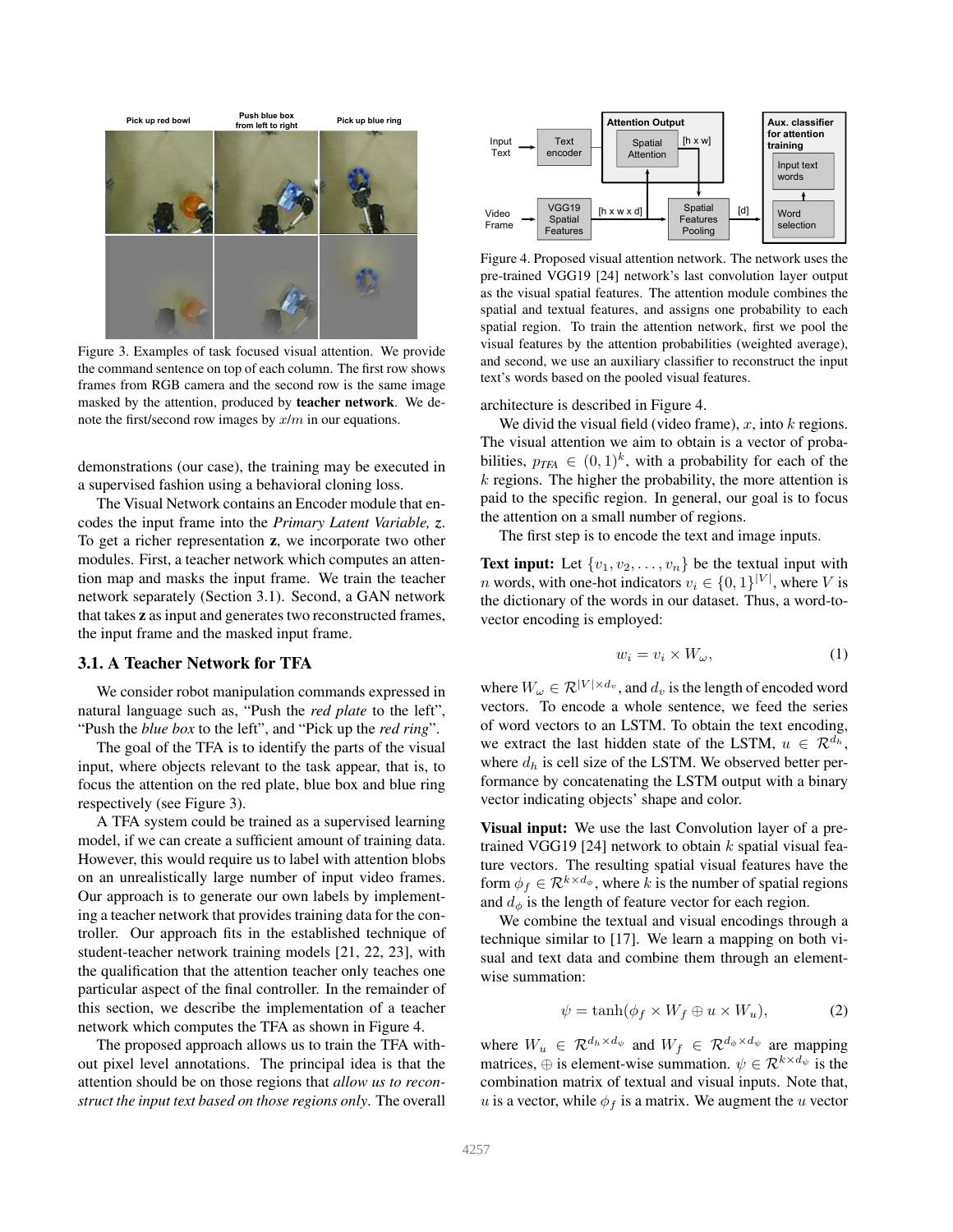Figure 3. Examples of task focused visual attention. We provide the command sentence on top of each column. The first row shows frames from RGB camera and the second row is the same image masked by the attention, produced by **teacher network**. We denote the first/second row images by $x/m$ in our equations.

demonstrations (our case), the training may be executed in a supervised fashion using a behavioral cloning loss.

The Visual Network contains an Encoder module that encodes the input frame into the *Primary Latent Variable, z*. To get a richer representation **z**, we incorporate two other modules. First, a teacher network which computes an attention map and masks the input frame. We train the teacher network separately (Section 3.1). Second, a GAN network that takes **z** as input and generates two reconstructed frames, the input frame and the masked input frame.

### 3.1. A Teacher Network for TFA

We consider robot manipulation commands expressed in natural language such as, "Push the *red plate* to the left", "Push the *blue box* to the left", and "Pick up the *red ring*".

The goal of the TFA is to identify the parts of the visual input, where objects relevant to the task appear, that is, to focus the attention on the red plate, blue box and blue ring respectively (see Figure 3).

A TFA system could be trained as a supervised learning model, if we can create a sufficient amount of training data. However, this would require us to label with attention blobs on an unrealistically large number of input video frames. Our approach is to generate our own labels by implementing a teacher network that provides training data for the controller. Our approach fits in the established technique of student-teacher network training models [21, 22, 23], with the qualification that the attention teacher only teaches one particular aspect of the final controller. In the remainder of this section, we describe the implementation of a teacher network which computes the TFA as shown in Figure 4.

The proposed approach allows us to train the TFA without pixel level annotations. The principal idea is that the attention should be on those regions that *allow us to reconstruct the input text based on those regions only*. The overall architecture is described in Figure 4.

Figure 4. Proposed visual attention network. The network uses the pre-trained VGG19 [24] network's last convolution layer output as the visual spatial features. The attention module combines the spatial and textual features, and assigns one probability to each spatial region. To train the attention network, first we pool the visual features by the attention probabilities (weighted average), and second, we use an auxiliary classifier to reconstruct the input text's words based on the pooled visual features.

We divid the visual field (video frame), $x$, into $k$ regions. The visual attention we aim to obtain is a vector of probabilities, $p_{TFA} \in (0,1)^k$, with a probability for each of the $k$ regions. The higher the probability, the more attention is paid to the specific region. In general, our goal is to focus the attention on a small number of regions.

The first step is to encode the text and image inputs.

**Text input:** Let $\{v_1, v_2, \ldots, v_n\}$ be the textual input with $n$ words, with one-hot indicators $v_i \in \{0,1\}^{|V|}$, where $V$ is the dictionary of the words in our dataset. Thus, a word-to-vector encoding is employed:

$$w_i = v_i \times W_\omega, \tag{1}$$

where $W_\omega \in \mathcal{R}^{|V| \times d_v}$, and $d_v$ is the length of encoded word vectors. To encode a whole sentence, we feed the series of word vectors to an LSTM. To obtain the text encoding, we extract the last hidden state of the LSTM, $u \in \mathcal{R}^{d_h}$, where $d_h$ is cell size of the LSTM. We observed better performance by concatenating the LSTM output with a binary vector indicating objects' shape and color.

**Visual input:** We use the last Convolution layer of a pre-trained VGG19 [24] network to obtain $k$ spatial visual feature vectors. The resulting spatial visual features have the form $\phi_f \in \mathcal{R}^{k \times d_\phi}$, where $k$ is the number of spatial regions and $d_\phi$ is the length of feature vector for each region.

We combine the textual and visual encodings through a technique similar to [17]. We learn a mapping on both visual and text data and combine them through an element-wise summation:

$$\psi = \tanh(\phi_f \times W_f \oplus u \times W_u), \tag{2}$$

where $W_u \in \mathcal{R}^{d_h \times d_\psi}$ and $W_f \in \mathcal{R}^{d_\phi \times d_\psi}$ are mapping matrices, $\oplus$ is element-wise summation. $\psi \in \mathcal{R}^{k \times d_\psi}$ is the combination matrix of textual and visual inputs. Note that, $u$ is a vector, while $\phi_f$ is a matrix. We augment the $u$ vector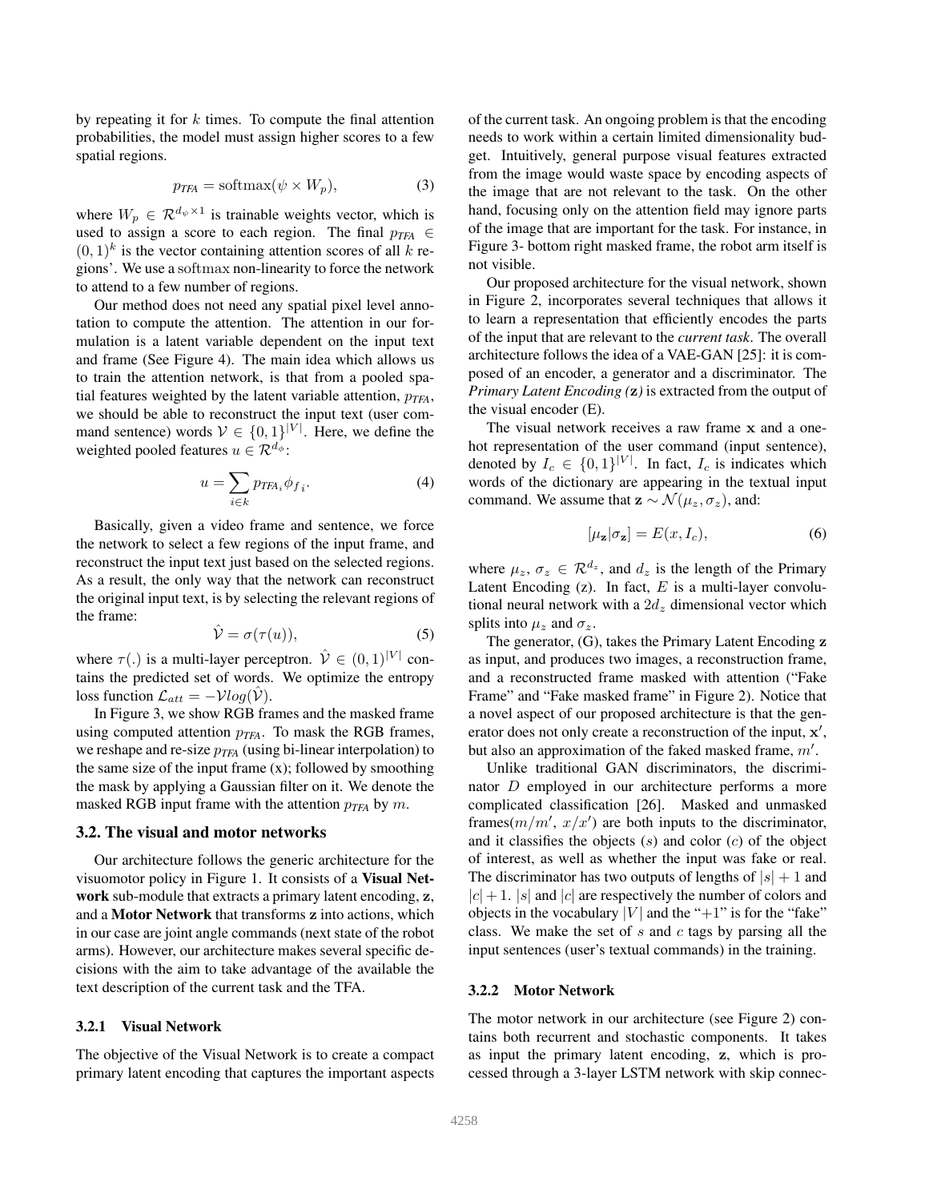by repeating it for $k$ times. To compute the final attention probabilities, the model must assign higher scores to a few spatial regions.

$$p_{\textit{TFA}} = \text{softmax}(\psi \times W_p), \tag{3}$$

where $W_p \in \mathcal{R}^{d_\psi \times 1}$ is trainable weights vector, which is used to assign a score to each region. The final $p_{\textit{TFA}} \in (0,1)^k$ is the vector containing attention scores of all $k$ regions'. We use a softmax non-linearity to force the network to attend to a few number of regions.

Our method does not need any spatial pixel level annotation to compute the attention. The attention in our formulation is a latent variable dependent on the input text and frame (See Figure 4). The main idea which allows us to train the attention network, is that from a pooled spatial features weighted by the latent variable attention, $p_{\textit{TFA}}$, we should be able to reconstruct the input text (user command sentence) words $\mathcal{V} \in \{0,1\}^{|V|}$. Here, we define the weighted pooled features $u \in \mathcal{R}^{d_\phi}$:

$$u = \sum_{i \in k} p_{\textit{TFA}_i} \phi_{f_i}. \tag{4}$$

Basically, given a video frame and sentence, we force the network to select a few regions of the input frame, and reconstruct the input text just based on the selected regions. As a result, the only way that the network can reconstruct the original input text, is by selecting the relevant regions of the frame:

$$\hat{\mathcal{V}} = \sigma(\tau(u)), \tag{5}$$

where $\tau(.)$ is a multi-layer perceptron. $\hat{\mathcal{V}} \in (0,1)^{|V|}$ contains the predicted set of words. We optimize the entropy loss function $\mathcal{L}_{att} = -\mathcal{V} log(\hat{\mathcal{V}})$.

In Figure 3, we show RGB frames and the masked frame using computed attention $p_{\textit{TFA}}$. To mask the RGB frames, we reshape and re-size $p_{\textit{TFA}}$ (using bi-linear interpolation) to the same size of the input frame (x); followed by smoothing the mask by applying a Gaussian filter on it. We denote the masked RGB input frame with the attention $p_{\textit{TFA}}$ by $m$.

## 3.2. The visual and motor networks

Our architecture follows the generic architecture for the visuomotor policy in Figure 1. It consists of a **Visual Network** sub-module that extracts a primary latent encoding, $\mathbf{z}$, and a **Motor Network** that transforms $\mathbf{z}$ into actions, which in our case are joint angle commands (next state of the robot arms). However, our architecture makes several specific decisions with the aim to take advantage of the available the text description of the current task and the TFA.

### 3.2.1 Visual Network

The objective of the Visual Network is to create a compact primary latent encoding that captures the important aspects of the current task. An ongoing problem is that the encoding needs to work within a certain limited dimensionality budget. Intuitively, general purpose visual features extracted from the image would waste space by encoding aspects of the image that are not relevant to the task. On the other hand, focusing only on the attention field may ignore parts of the image that are important for the task. For instance, in Figure 3- bottom right masked frame, the robot arm itself is not visible.

Our proposed architecture for the visual network, shown in Figure 2, incorporates several techniques that allows it to learn a representation that efficiently encodes the parts of the input that are relevant to the *current task*. The overall architecture follows the idea of a VAE-GAN [25]: it is composed of an encoder, a generator and a discriminator. The *Primary Latent Encoding (z)* is extracted from the output of the visual encoder (E).

The visual network receives a raw frame $\mathbf{x}$ and a one-hot representation of the user command (input sentence), denoted by $I_c \in \{0,1\}^{|V|}$. In fact, $I_c$ is indicates which words of the dictionary are appearing in the textual input command. We assume that $\mathbf{z} \sim \mathcal{N}(\mu_z, \sigma_z)$, and:

$$[\mu_{\mathbf{z}} | \sigma_{\mathbf{z}}] = E(x, I_c), \tag{6}$$

where $\mu_z$, $\sigma_z \in \mathcal{R}^{d_z}$, and $d_z$ is the length of the Primary Latent Encoding (z). In fact, $E$ is a multi-layer convolutional neural network with a $2d_z$ dimensional vector which splits into $\mu_z$ and $\sigma_z$.

The generator, (G), takes the Primary Latent Encoding $\mathbf{z}$ as input, and produces two images, a reconstruction frame, and a reconstructed frame masked with attention ("Fake Frame" and "Fake masked frame" in Figure 2). Notice that a novel aspect of our proposed architecture is that the generator does not only create a reconstruction of the input, $\mathbf{x}'$, but also an approximation of the faked masked frame, $m'$.

Unlike traditional GAN discriminators, the discriminator $D$ employed in our architecture performs a more complicated classification [26]. Masked and unmasked frames($m/m'$, $x/x'$) are both inputs to the discriminator, and it classifies the objects ($s$) and color ($c$) of the object of interest, as well as whether the input was fake or real. The discriminator has two outputs of lengths of $|s|+1$ and $|c|+1$. $|s|$ and $|c|$ are respectively the number of colors and objects in the vocabulary $|V|$ and the "+1" is for the "fake" class. We make the set of $s$ and $c$ tags by parsing all the input sentences (user's textual commands) in the training.

### 3.2.2 Motor Network

The motor network in our architecture (see Figure 2) contains both recurrent and stochastic components. It takes as input the primary latent encoding, $\mathbf{z}$, which is processed through a 3-layer LSTM network with skip connec-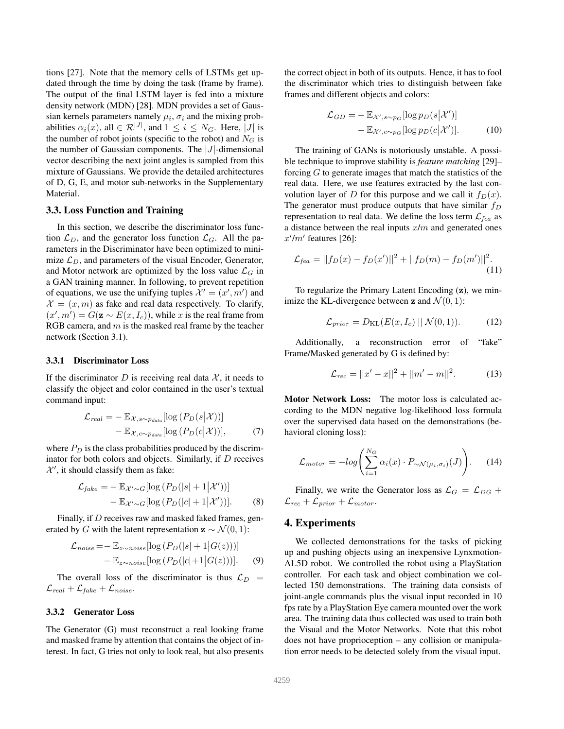tions [27]. Note that the memory cells of LSTMs get updated through the time by doing the task (frame by frame). The output of the final LSTM layer is fed into a mixture density network (MDN) [28]. MDN provides a set of Gaussian kernels parameters namely $\mu_i$, $\sigma_i$ and the mixing probabilities $\alpha_i(x)$, all $\in \mathcal{R}^{|J|}$, and $1 \leq i \leq N_G$. Here, $|J|$ is the number of robot joints (specific to the robot) and $N_G$ is the number of Gaussian components. The $|J|$-dimensional vector describing the next joint angles is sampled from this mixture of Gaussians. We provide the detailed architectures of D, G, E, and motor sub-networks in the Supplementary Material.

### 3.3. Loss Function and Training

In this section, we describe the discriminator loss function $\mathcal{L}_D$, and the generator loss function $\mathcal{L}_G$. All the parameters in the Discriminator have been optimized to minimize $\mathcal{L}_D$, and parameters of the visual Encoder, Generator, and Motor network are optimized by the loss value $\mathcal{L}_G$ in a GAN training manner. In following, to prevent repetition of equations, we use the unifying tuples $\mathcal{X}' = (x', m')$ and $\mathcal{X} = (x, m)$ as fake and real data respectively. To clarify, $(x', m') = G(\mathbf{z} \sim E(x, I_c))$, while $x$ is the real frame from RGB camera, and $m$ is the masked real frame by the teacher network (Section 3.1).

#### 3.3.1 Discriminator Loss

If the discriminator $D$ is receiving real data $\mathcal{X}$, it needs to classify the object and color contained in the user's textual command input:

$$\begin{aligned}\mathcal{L}_{real} = &- \mathbb{E}_{\mathcal{X}, s \sim p_{data}}[\log(P_D(s|\mathcal{X}))] \\ &- \mathbb{E}_{\mathcal{X}, c \sim p_{data}}[\log(P_D(c|\mathcal{X}))], \end{aligned} \tag{7}$$

where $P_D$ is the class probabilities produced by the discriminator for both colors and objects. Similarly, if $D$ receives $\mathcal{X}'$, it should classify them as fake:

$$\begin{aligned}\mathcal{L}_{fake} = &- \mathbb{E}_{\mathcal{X}' \sim G}[\log(P_D(|s|+1|\mathcal{X}'))] \\ &- \mathbb{E}_{\mathcal{X}' \sim G}[\log(P_D(|c|+1|\mathcal{X}'))]. \end{aligned} \tag{8}$$

Finally, if $D$ receives raw and masked faked frames, generated by $G$ with the latent representation $\mathbf{z} \sim \mathcal{N}(0, 1)$:

$$\begin{aligned}\mathcal{L}_{noise} = &- \mathbb{E}_{z \sim noise}[\log(P_D(|s|+1|G(z)))] \\ &- \mathbb{E}_{z \sim noise}[\log(P_D(|c|+1|G(z)))]. \end{aligned} \tag{9}$$

The overall loss of the discriminator is thus $\mathcal{L}_D = \mathcal{L}_{real} + \mathcal{L}_{fake} + \mathcal{L}_{noise}$.

#### 3.3.2 Generator Loss

The Generator (G) must reconstruct a real looking frame and masked frame by attention that contains the object of interest. In fact, G tries not only to look real, but also presents the correct object in both of its outputs. Hence, it has to fool the discriminator which tries to distinguish between fake frames and different objects and colors:

$$\begin{aligned}\mathcal{L}_{GD} = &- \mathbb{E}_{\mathcal{X}', s \sim p_G}[\log p_D(s|\mathcal{X}')] \\ &- \mathbb{E}_{\mathcal{X}', c \sim p_G}[\log p_D(c|\mathcal{X}')]. \end{aligned} \tag{10}$$

The training of GANs is notoriously unstable. A possible technique to improve stability is *feature matching* [29]– forcing $G$ to generate images that match the statistics of the real data. Here, we use features extracted by the last convolution layer of $D$ for this purpose and we call it $f_D(x)$. The generator must produce outputs that have similar $f_D$ representation to real data. We define the loss term $\mathcal{L}_{fea}$ as a distance between the real inputs $x/m$ and generated ones $x'/m'$ features [26]:

$$\mathcal{L}_{fea} = ||f_D(x) - f_D(x')||^2 + ||f_D(m) - f_D(m')||^2. \tag{11}$$

To regularize the Primary Latent Encoding ($\mathbf{z}$), we minimize the KL-divergence between $\mathbf{z}$ and $\mathcal{N}(0, 1)$:

$$\mathcal{L}_{prior} = D_{\mathrm{KL}}(E(x, I_c) \,||\, \mathcal{N}(0, 1)). \tag{12}$$

Additionally, a reconstruction error of "fake" Frame/Masked generated by G is defined by:

$$\mathcal{L}_{rec} = ||x' - x||^2 + ||m' - m||^2. \tag{13}$$

**Motor Network Loss:** The motor loss is calculated according to the MDN negative log-likelihood loss formula over the supervised data based on the demonstrations (behavioral cloning loss):

$$\mathcal{L}_{motor} = -log\left(\sum_{i=1}^{N_G} \alpha_i(x) \cdot P_{\sim\mathcal{N}(\mu_i, \sigma_i)}(J)\right). \tag{14}$$

Finally, we write the Generator loss as $\mathcal{L}_G = \mathcal{L}_{DG} + \mathcal{L}_{rec} + \mathcal{L}_{prior} + \mathcal{L}_{motor}$.

## 4. Experiments

We collected demonstrations for the tasks of picking up and pushing objects using an inexpensive Lynxmotion-AL5D robot. We controlled the robot using a PlayStation controller. For each task and object combination we collected 150 demonstrations. The training data consists of joint-angle commands plus the visual input recorded in 10 fps rate by a PlayStation Eye camera mounted over the work area. The training data thus collected was used to train both the Visual and the Motor Networks. Note that this robot does not have proprioception – any collision or manipulation error needs to be detected solely from the visual input.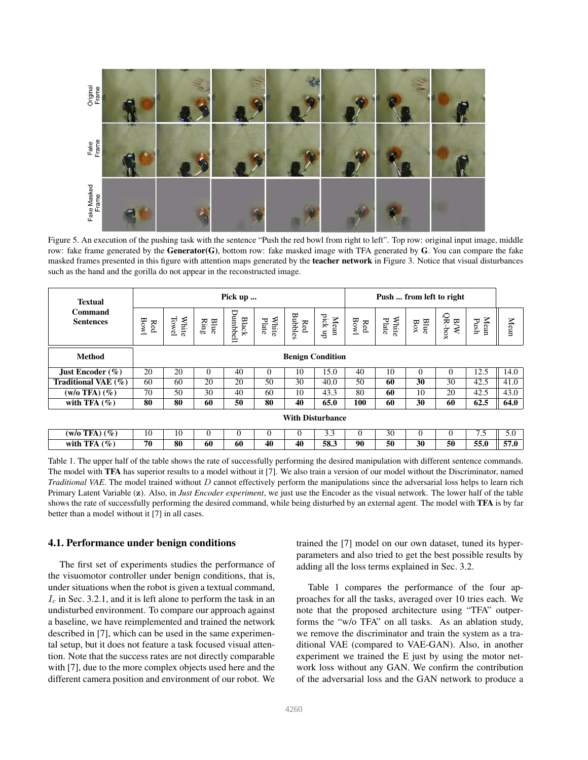Figure 5. An execution of the pushing task with the sentence "Push the red bowl from right to left". Top row: original input image, middle row: fake frame generated by the **Generator(G)**, bottom row: fake masked image with TFA generated by **G**. You can compare the fake masked frames presented in this figure with attention maps generated by the **teacher network** in Figure 3. Notice that visual disturbances such as the hand and the gorilla do not appear in the reconstructed image.

| Textual Command Sentences | Pick up ... | | | | | | | Push ... from left to right | | | | | |
|---|---|---|---|---|---|---|---|---|---|---|---|---|---|
| | Red Bowl | White Towel | Blue Ring | Black Dumbbell | White Plate | Red Bubbles | Mean pick up | Red Bowl | White Plate | Blue Box | B/W QR-box | Mean Push | Mean |
| **Method** | **Benign Condition** | | | | | | | | | | | | |
| **Just Encoder (%)** | 20 | 20 | 0 | 40 | 0 | 10 | 15.0 | 40 | 10 | 0 | 0 | 12.5 | 14.0 |
| **Traditional VAE (%)** | 60 | 60 | 20 | 20 | 50 | 30 | 40.0 | 50 | **60** | **30** | 30 | 42.5 | 41.0 |
| **(w/o TFA) (%)** | 70 | 50 | 30 | 40 | 60 | 10 | 43.3 | 80 | **60** | 10 | 20 | 42.5 | 43.0 |
| **with TFA (%)** | **80** | **80** | **60** | **50** | **80** | **40** | **65.0** | **100** | **60** | **30** | **60** | **62.5** | **64.0** |
| | **With Disturbance** | | | | | | | | | | | | |
| **(w/o TFA) (%)** | 10 | 10 | 0 | 0 | 0 | 0 | 3.3 | 0 | 30 | 0 | 0 | 7.5 | 5.0 |
| **with TFA (%)** | **70** | **80** | **60** | **60** | **40** | **40** | **58.3** | **90** | **50** | **30** | **50** | **55.0** | **57.0** |

Table 1. The upper half of the table shows the rate of successfully performing the desired manipulation with different sentence commands. The model with **TFA** has superior results to a model without it [7]. We also train a version of our model without the Discriminator, named *Traditional VAE*. The model trained without $D$ cannot effectively perform the manipulations since the adversarial loss helps to learn rich Primary Latent Variable (**z**). Also, in *Just Encoder experiment*, we just use the Encoder as the visual network. The lower half of the table shows the rate of successfully performing the desired command, while being disturbed by an external agent. The model with **TFA** is by far better than a model without it [7] in all cases.

## 4.1. Performance under benign conditions

The first set of experiments studies the performance of the visuomotor controller under benign conditions, that is, under situations when the robot is given a textual command, $I_c$ in Sec. 3.2.1, and it is left alone to perform the task in an undisturbed environment. To compare our approach against a baseline, we have reimplemented and trained the network described in [7], which can be used in the same experimental setup, but it does not feature a task focused visual attention. Note that the success rates are not directly comparable with [7], due to the more complex objects used here and the different camera position and environment of our robot. We trained the [7] model on our own dataset, tuned its hyperparameters and also tried to get the best possible results by adding all the loss terms explained in Sec. 3.2.

Table 1 compares the performance of the four approaches for all the tasks, averaged over 10 tries each. We note that the proposed architecture using "TFA" outperforms the "w/o TFA" on all tasks. As an ablation study, we remove the discriminator and train the system as a traditional VAE (compared to VAE-GAN). Also, in another experiment we trained the E just by using the motor network loss without any GAN. We confirm the contribution of the adversarial loss and the GAN network to produce a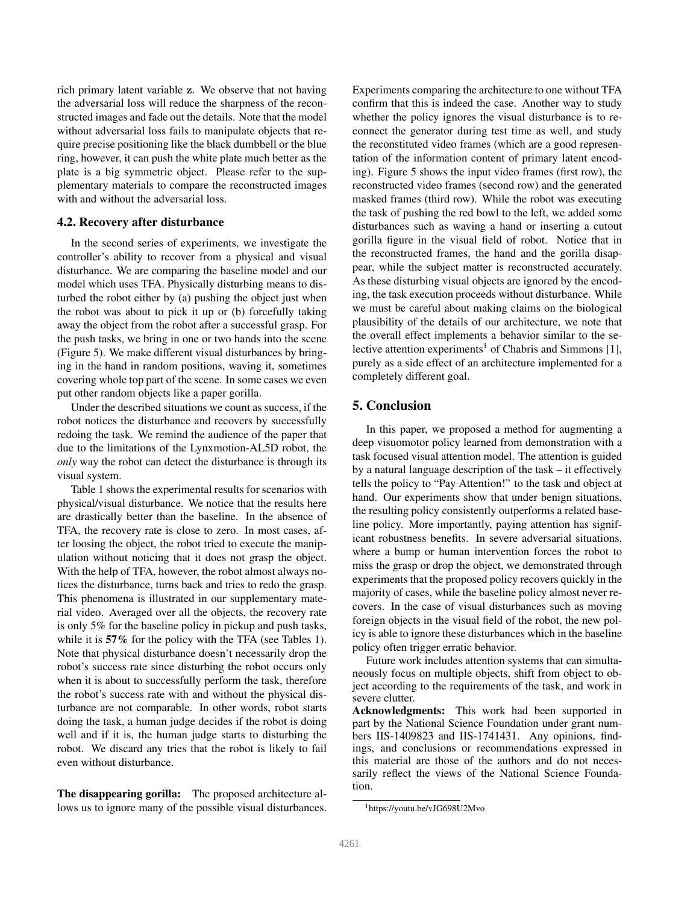rich primary latent variable **z**. We observe that not having the adversarial loss will reduce the sharpness of the reconstructed images and fade out the details. Note that the model without adversarial loss fails to manipulate objects that require precise positioning like the black dumbbell or the blue ring, however, it can push the white plate much better as the plate is a big symmetric object. Please refer to the supplementary materials to compare the reconstructed images with and without the adversarial loss.

### 4.2. Recovery after disturbance

In the second series of experiments, we investigate the controller's ability to recover from a physical and visual disturbance. We are comparing the baseline model and our model which uses TFA. Physically disturbing means to disturbed the robot either by (a) pushing the object just when the robot was about to pick it up or (b) forcefully taking away the object from the robot after a successful grasp. For the push tasks, we bring in one or two hands into the scene (Figure 5). We make different visual disturbances by bringing in the hand in random positions, waving it, sometimes covering whole top part of the scene. In some cases we even put other random objects like a paper gorilla.

Under the described situations we count as success, if the robot notices the disturbance and recovers by successfully redoing the task. We remind the audience of the paper that due to the limitations of the Lynxmotion-AL5D robot, the *only* way the robot can detect the disturbance is through its visual system.

Table 1 shows the experimental results for scenarios with physical/visual disturbance. We notice that the results here are drastically better than the baseline. In the absence of TFA, the recovery rate is close to zero. In most cases, after loosing the object, the robot tried to execute the manipulation without noticing that it does not grasp the object. With the help of TFA, however, the robot almost always notices the disturbance, turns back and tries to redo the grasp. This phenomena is illustrated in our supplementary material video. Averaged over all the objects, the recovery rate is only 5% for the baseline policy in pickup and push tasks, while it is **57%** for the policy with the TFA (see Tables 1). Note that physical disturbance doesn't necessarily drop the robot's success rate since disturbing the robot occurs only when it is about to successfully perform the task, therefore the robot's success rate with and without the physical disturbance are not comparable. In other words, robot starts doing the task, a human judge decides if the robot is doing well and if it is, the human judge starts to disturbing the robot. We discard any tries that the robot is likely to fail even without disturbance.

**The disappearing gorilla:** The proposed architecture allows us to ignore many of the possible visual disturbances. Experiments comparing the architecture to one without TFA confirm that this is indeed the case. Another way to study whether the policy ignores the visual disturbance is to reconnect the generator during test time as well, and study the reconstituted video frames (which are a good representation of the information content of primary latent encoding). Figure 5 shows the input video frames (first row), the reconstructed video frames (second row) and the generated masked frames (third row). While the robot was executing the task of pushing the red bowl to the left, we added some disturbances such as waving a hand or inserting a cutout gorilla figure in the visual field of robot. Notice that in the reconstructed frames, the hand and the gorilla disappear, while the subject matter is reconstructed accurately. As these disturbing visual objects are ignored by the encoding, the task execution proceeds without disturbance. While we must be careful about making claims on the biological plausibility of the details of our architecture, we note that the overall effect implements a behavior similar to the selective attention experiments[1] of Chabris and Simmons [1], purely as a side effect of an architecture implemented for a completely different goal.

## 5. Conclusion

In this paper, we proposed a method for augmenting a deep visuomotor policy learned from demonstration with a task focused visual attention model. The attention is guided by a natural language description of the task – it effectively tells the policy to "Pay Attention!" to the task and object at hand. Our experiments show that under benign situations, the resulting policy consistently outperforms a related baseline policy. More importantly, paying attention has significant robustness benefits. In severe adversarial situations, where a bump or human intervention forces the robot to miss the grasp or drop the object, we demonstrated through experiments that the proposed policy recovers quickly in the majority of cases, while the baseline policy almost never recovers. In the case of visual disturbances such as moving foreign objects in the visual field of the robot, the new policy is able to ignore these disturbances which in the baseline policy often trigger erratic behavior.

Future work includes attention systems that can simultaneously focus on multiple objects, shift from object to object according to the requirements of the task, and work in severe clutter.

**Acknowledgments:** This work had been supported in part by the National Science Foundation under grant numbers IIS-1409823 and IIS-1741431. Any opinions, findings, and conclusions or recommendations expressed in this material are those of the authors and do not necessarily reflect the views of the National Science Foundation.

[1] https://youtu.be/vJG698U2Mvo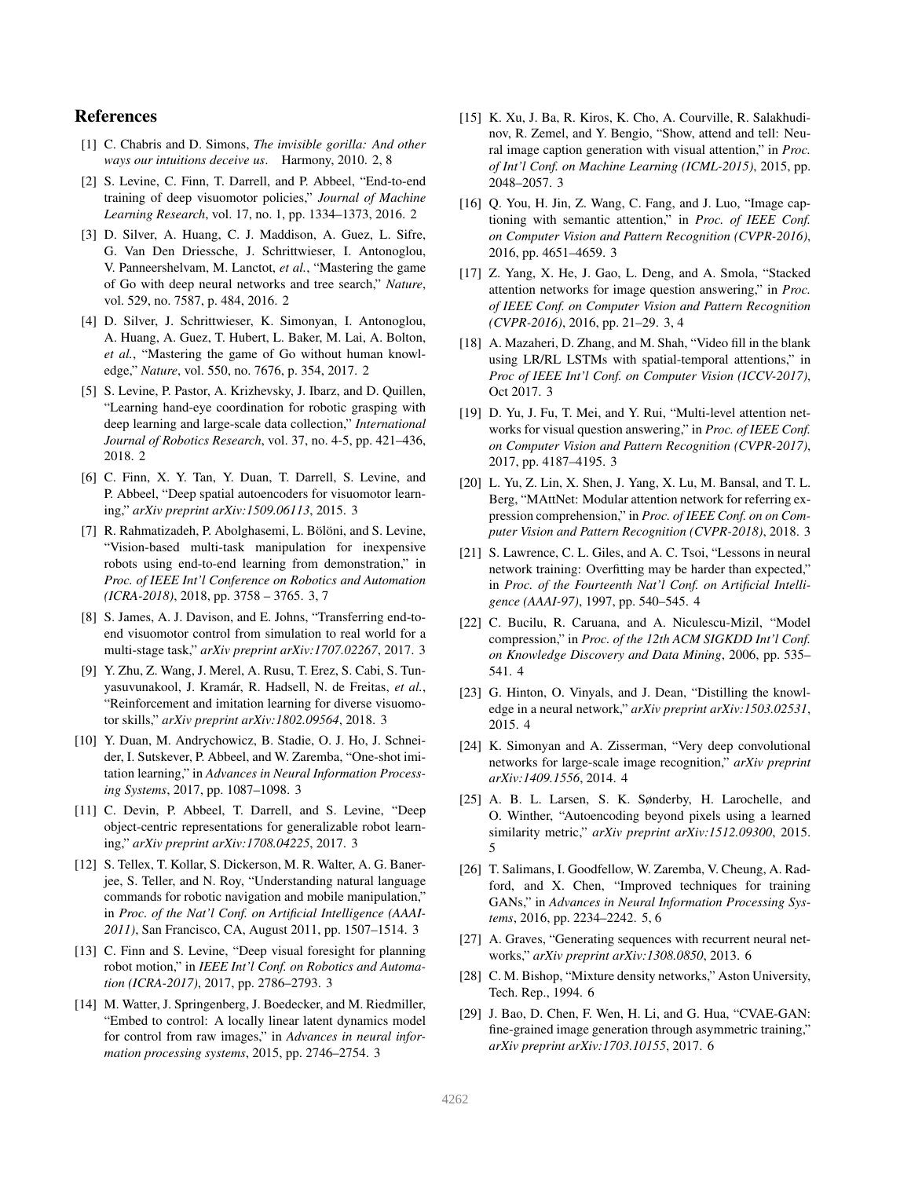## References

[1] C. Chabris and D. Simons, *The invisible gorilla: And other ways our intuitions deceive us*. Harmony, 2010. 2, 8

[2] S. Levine, C. Finn, T. Darrell, and P. Abbeel, "End-to-end training of deep visuomotor policies," *Journal of Machine Learning Research*, vol. 17, no. 1, pp. 1334–1373, 2016. 2

[3] D. Silver, A. Huang, C. J. Maddison, A. Guez, L. Sifre, G. Van Den Driessche, J. Schrittwieser, I. Antonoglou, V. Panneershelvam, M. Lanctot, *et al.*, "Mastering the game of Go with deep neural networks and tree search," *Nature*, vol. 529, no. 7587, p. 484, 2016. 2

[4] D. Silver, J. Schrittwieser, K. Simonyan, I. Antonoglou, A. Huang, A. Guez, T. Hubert, L. Baker, M. Lai, A. Bolton, *et al.*, "Mastering the game of Go without human knowledge," *Nature*, vol. 550, no. 7676, p. 354, 2017. 2

[5] S. Levine, P. Pastor, A. Krizhevsky, J. Ibarz, and D. Quillen, "Learning hand-eye coordination for robotic grasping with deep learning and large-scale data collection," *International Journal of Robotics Research*, vol. 37, no. 4-5, pp. 421–436, 2018. 2

[6] C. Finn, X. Y. Tan, Y. Duan, T. Darrell, S. Levine, and P. Abbeel, "Deep spatial autoencoders for visuomotor learning," *arXiv preprint arXiv:1509.06113*, 2015. 3

[7] R. Rahmatizadeh, P. Abolghasemi, L. Bölöni, and S. Levine, "Vision-based multi-task manipulation for inexpensive robots using end-to-end learning from demonstration," in *Proc. of IEEE Int'l Conference on Robotics and Automation (ICRA-2018)*, 2018, pp. 3758 – 3765. 3, 7

[8] S. James, A. J. Davison, and E. Johns, "Transferring end-to-end visuomotor control from simulation to real world for a multi-stage task," *arXiv preprint arXiv:1707.02267*, 2017. 3

[9] Y. Zhu, Z. Wang, J. Merel, A. Rusu, T. Erez, S. Cabi, S. Tunyasuvunakool, J. Kramár, R. Hadsell, N. de Freitas, *et al.*, "Reinforcement and imitation learning for diverse visuomotor skills," *arXiv preprint arXiv:1802.09564*, 2018. 3

[10] Y. Duan, M. Andrychowicz, B. Stadie, O. J. Ho, J. Schneider, I. Sutskever, P. Abbeel, and W. Zaremba, "One-shot imitation learning," in *Advances in Neural Information Processing Systems*, 2017, pp. 1087–1098. 3

[11] C. Devin, P. Abbeel, T. Darrell, and S. Levine, "Deep object-centric representations for generalizable robot learning," *arXiv preprint arXiv:1708.04225*, 2017. 3

[12] S. Tellex, T. Kollar, S. Dickerson, M. R. Walter, A. G. Banerjee, S. Teller, and N. Roy, "Understanding natural language commands for robotic navigation and mobile manipulation," in *Proc. of the Nat'l Conf. on Artificial Intelligence (AAAI-2011)*, San Francisco, CA, August 2011, pp. 1507–1514. 3

[13] C. Finn and S. Levine, "Deep visual foresight for planning robot motion," in *IEEE Int'l Conf. on Robotics and Automation (ICRA-2017)*, 2017, pp. 2786–2793. 3

[14] M. Watter, J. Springenberg, J. Boedecker, and M. Riedmiller, "Embed to control: A locally linear latent dynamics model for control from raw images," in *Advances in neural information processing systems*, 2015, pp. 2746–2754. 3

[15] K. Xu, J. Ba, R. Kiros, K. Cho, A. Courville, R. Salakhudinov, R. Zemel, and Y. Bengio, "Show, attend and tell: Neural image caption generation with visual attention," in *Proc. of Int'l Conf. on Machine Learning (ICML-2015)*, 2015, pp. 2048–2057. 3

[16] Q. You, H. Jin, Z. Wang, C. Fang, and J. Luo, "Image captioning with semantic attention," in *Proc. of IEEE Conf. on Computer Vision and Pattern Recognition (CVPR-2016)*, 2016, pp. 4651–4659. 3

[17] Z. Yang, X. He, J. Gao, L. Deng, and A. Smola, "Stacked attention networks for image question answering," in *Proc. of IEEE Conf. on Computer Vision and Pattern Recognition (CVPR-2016)*, 2016, pp. 21–29. 3, 4

[18] A. Mazaheri, D. Zhang, and M. Shah, "Video fill in the blank using LR/RL LSTMs with spatial-temporal attentions," in *Proc of IEEE Int'l Conf. on Computer Vision (ICCV-2017)*, Oct 2017. 3

[19] D. Yu, J. Fu, T. Mei, and Y. Rui, "Multi-level attention networks for visual question answering," in *Proc. of IEEE Conf. on Computer Vision and Pattern Recognition (CVPR-2017)*, 2017, pp. 4187–4195. 3

[20] L. Yu, Z. Lin, X. Shen, J. Yang, X. Lu, M. Bansal, and T. L. Berg, "MAttNet: Modular attention network for referring expression comprehension," in *Proc. of IEEE Conf. on on Computer Vision and Pattern Recognition (CVPR-2018)*, 2018. 3

[21] S. Lawrence, C. L. Giles, and A. C. Tsoi, "Lessons in neural network training: Overfitting may be harder than expected," in *Proc. of the Fourteenth Nat'l Conf. on Artificial Intelligence (AAAI-97)*, 1997, pp. 540–545. 4

[22] C. Bucilu, R. Caruana, and A. Niculescu-Mizil, "Model compression," in *Proc. of the 12th ACM SIGKDD Int'l Conf. on Knowledge Discovery and Data Mining*, 2006, pp. 535–541. 4

[23] G. Hinton, O. Vinyals, and J. Dean, "Distilling the knowledge in a neural network," *arXiv preprint arXiv:1503.02531*, 2015. 4

[24] K. Simonyan and A. Zisserman, "Very deep convolutional networks for large-scale image recognition," *arXiv preprint arXiv:1409.1556*, 2014. 4

[25] A. B. L. Larsen, S. K. Sønderby, H. Larochelle, and O. Winther, "Autoencoding beyond pixels using a learned similarity metric," *arXiv preprint arXiv:1512.09300*, 2015. 5

[26] T. Salimans, I. Goodfellow, W. Zaremba, V. Cheung, A. Radford, and X. Chen, "Improved techniques for training GANs," in *Advances in Neural Information Processing Systems*, 2016, pp. 2234–2242. 5, 6

[27] A. Graves, "Generating sequences with recurrent neural networks," *arXiv preprint arXiv:1308.0850*, 2013. 6

[28] C. M. Bishop, "Mixture density networks," Aston University, Tech. Rep., 1994. 6

[29] J. Bao, D. Chen, F. Wen, H. Li, and G. Hua, "CVAE-GAN: fine-grained image generation through asymmetric training," *arXiv preprint arXiv:1703.10155*, 2017. 6